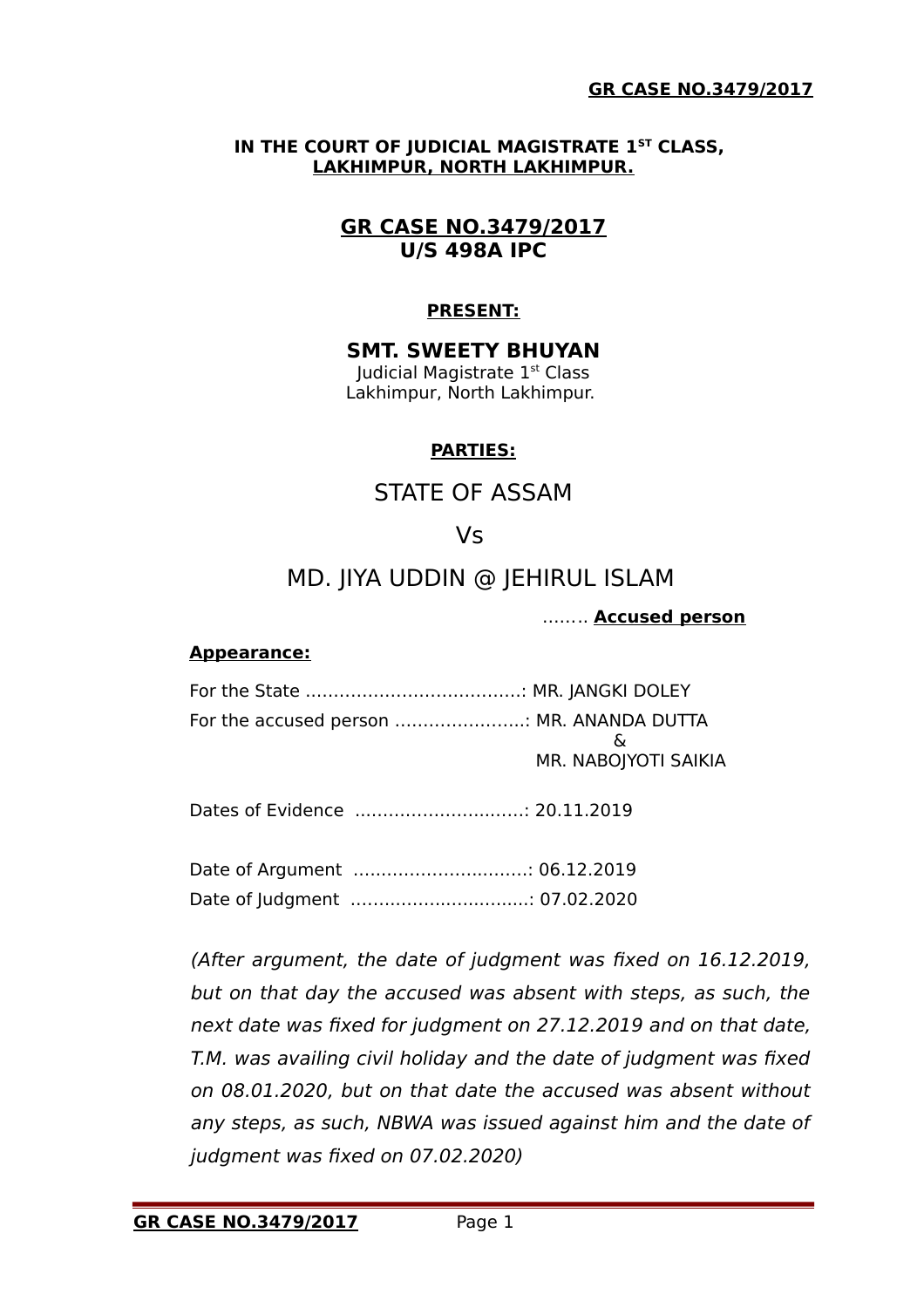**IN THE COURT OF JUDICIAL MAGISTRATE 1ST CLASS,**
**LAKHIMPUR, NORTH LAKHIMPUR.**

## GR CASE NO.3479/2017
## U/S 498A IPC

**PRESENT:**

**SMT. SWEETY BHUYAN**
Judicial Magistrate 1st Class
Lakhimpur, North Lakhimpur.

**PARTIES:**

STATE OF ASSAM

Vs

MD. JIYA UDDIN @ JEHIRUL ISLAM

........ **Accused person**

**Appearance:**

For the State ......................................: MR. JANGKI DOLEY

For the accused person .......................: MR. ANANDA DUTTA & MR. NABOJYOTI SAIKIA

Dates of Evidence ..............................: 20.11.2019

Date of Argument ...............................: 06.12.2019

Date of Judgment ................................: 07.02.2020

*(After argument, the date of judgment was fixed on 16.12.2019, but on that day the accused was absent with steps, as such, the next date was fixed for judgment on 27.12.2019 and on that date, T.M. was availing civil holiday and the date of judgment was fixed on 08.01.2020, but on that date the accused was absent without any steps, as such, NBWA was issued against him and the date of judgment was fixed on 07.02.2020)*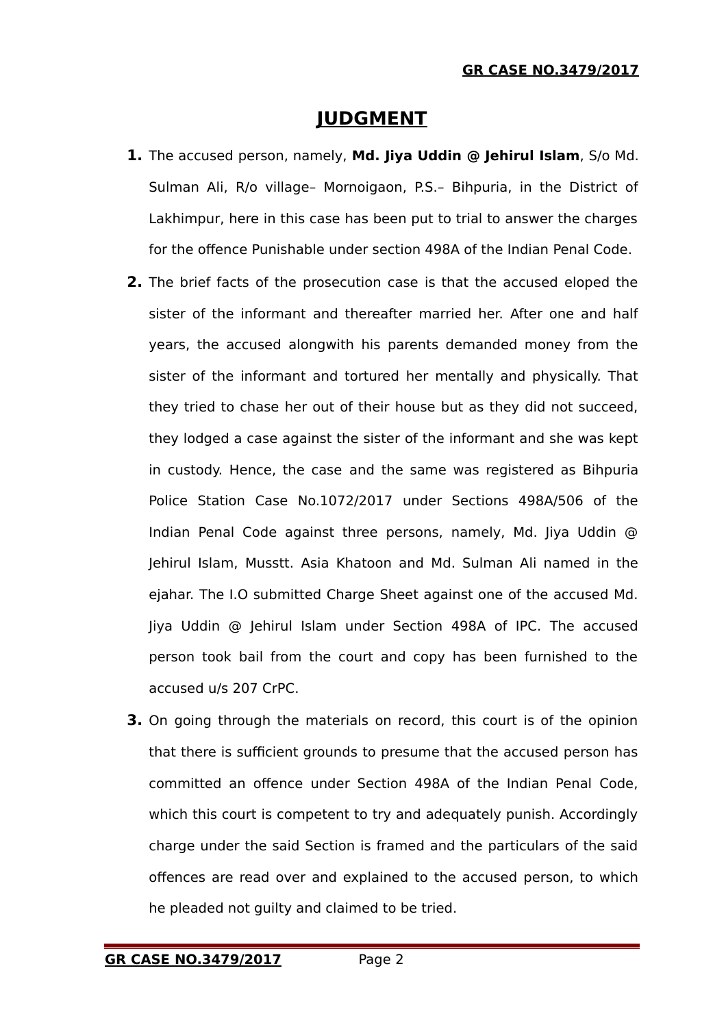# JUDGMENT

1. The accused person, namely, **Md. Jiya Uddin @ Jehirul Islam**, S/o Md. Sulman Ali, R/o village– Mornoigaon, P.S.– Bihpuria, in the District of Lakhimpur, here in this case has been put to trial to answer the charges for the offence Punishable under section 498A of the Indian Penal Code.

2. The brief facts of the prosecution case is that the accused eloped the sister of the informant and thereafter married her. After one and half years, the accused alongwith his parents demanded money from the sister of the informant and tortured her mentally and physically. That they tried to chase her out of their house but as they did not succeed, they lodged a case against the sister of the informant and she was kept in custody. Hence, the case and the same was registered as Bihpuria Police Station Case No.1072/2017 under Sections 498A/506 of the Indian Penal Code against three persons, namely, Md. Jiya Uddin @ Jehirul Islam, Musstt. Asia Khatoon and Md. Sulman Ali named in the ejahar. The I.O submitted Charge Sheet against one of the accused Md. Jiya Uddin @ Jehirul Islam under Section 498A of IPC. The accused person took bail from the court and copy has been furnished to the accused u/s 207 CrPC.

3. On going through the materials on record, this court is of the opinion that there is sufficient grounds to presume that the accused person has committed an offence under Section 498A of the Indian Penal Code, which this court is competent to try and adequately punish. Accordingly charge under the said Section is framed and the particulars of the said offences are read over and explained to the accused person, to which he pleaded not guilty and claimed to be tried.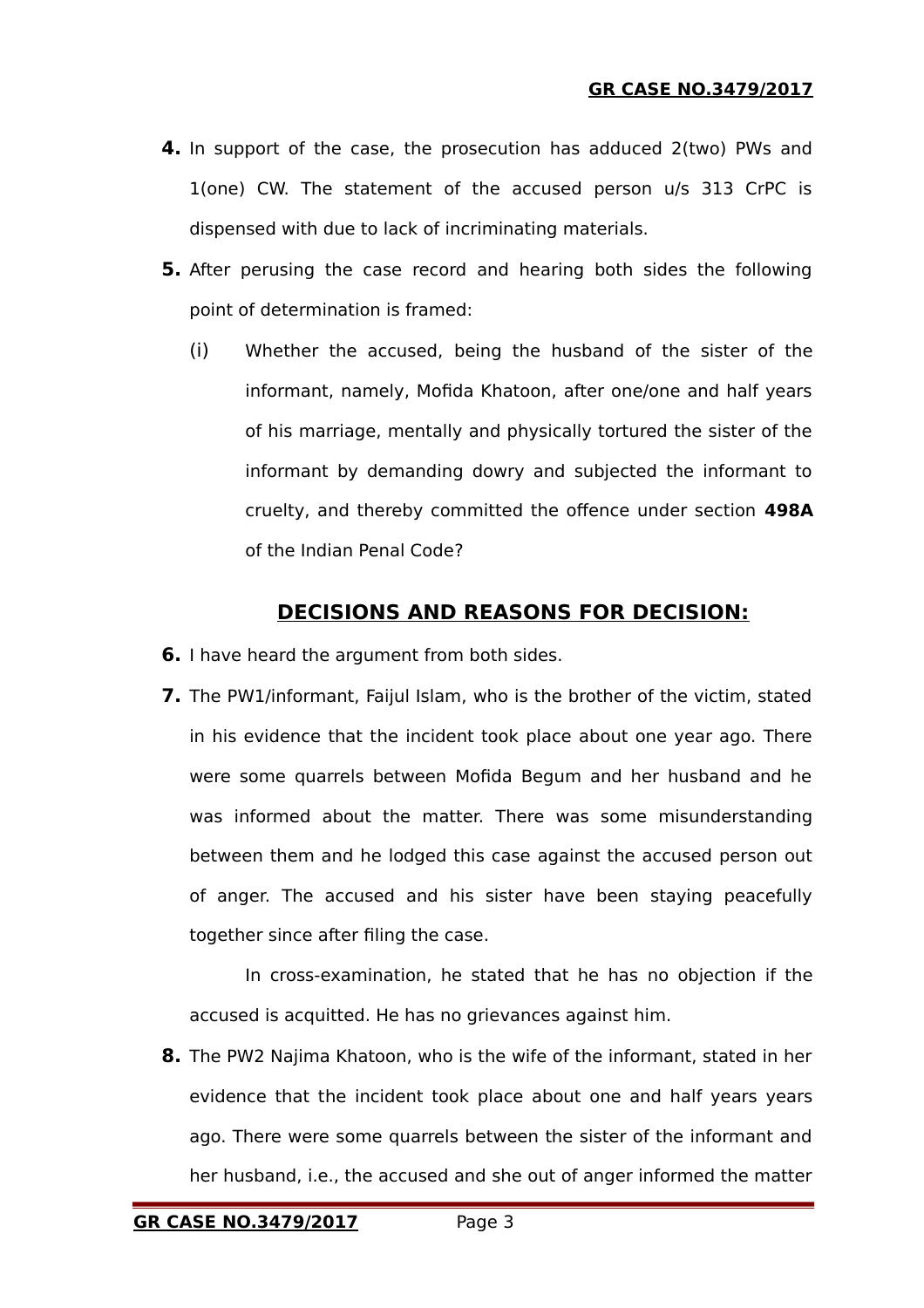**4.** In support of the case, the prosecution has adduced 2(two) PWs and 1(one) CW. The statement of the accused person u/s 313 CrPC is dispensed with due to lack of incriminating materials.

**5.** After perusing the case record and hearing both sides the following point of determination is framed:

(i) Whether the accused, being the husband of the sister of the informant, namely, Mofida Khatoon, after one/one and half years of his marriage, mentally and physically tortured the sister of the informant by demanding dowry and subjected the informant to cruelty, and thereby committed the offence under section **498A** of the Indian Penal Code?

## DECISIONS AND REASONS FOR DECISION:

**6.** I have heard the argument from both sides.

**7.** The PW1/informant, Faijul Islam, who is the brother of the victim, stated in his evidence that the incident took place about one year ago. There were some quarrels between Mofida Begum and her husband and he was informed about the matter. There was some misunderstanding between them and he lodged this case against the accused person out of anger. The accused and his sister have been staying peacefully together since after filing the case.

In cross-examination, he stated that he has no objection if the accused is acquitted. He has no grievances against him.

**8.** The PW2 Najima Khatoon, who is the wife of the informant, stated in her evidence that the incident took place about one and half years years ago. There were some quarrels between the sister of the informant and her husband, i.e., the accused and she out of anger informed the matter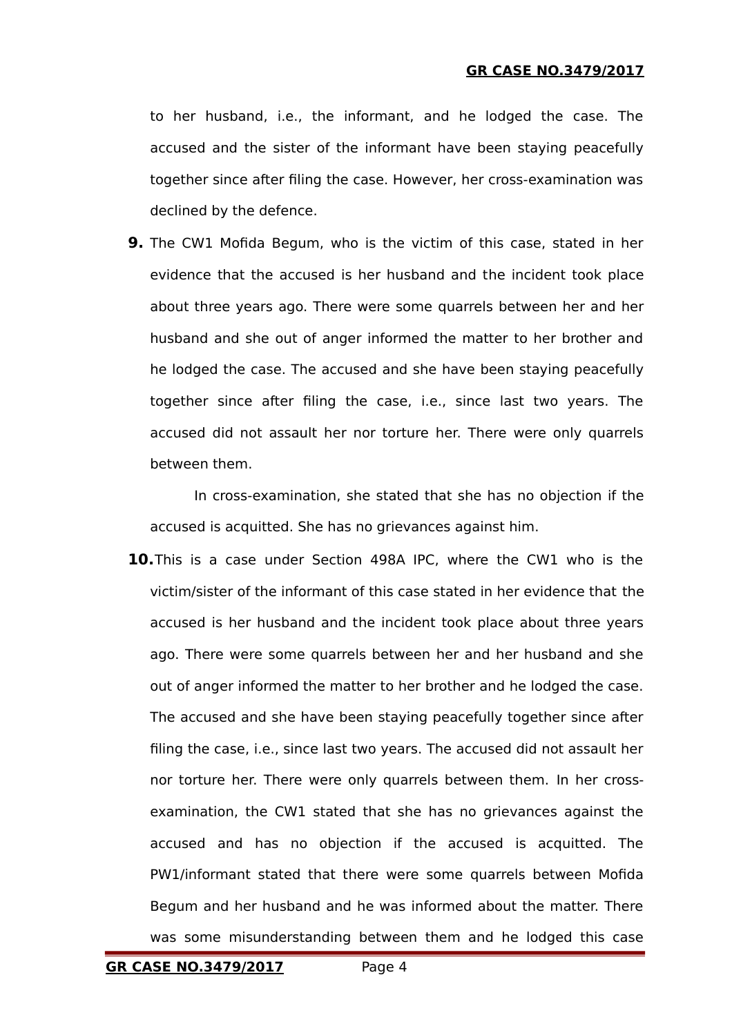to her husband, i.e., the informant, and he lodged the case. The accused and the sister of the informant have been staying peacefully together since after filing the case. However, her cross-examination was declined by the defence.

**9.** The CW1 Mofida Begum, who is the victim of this case, stated in her evidence that the accused is her husband and the incident took place about three years ago. There were some quarrels between her and her husband and she out of anger informed the matter to her brother and he lodged the case. The accused and she have been staying peacefully together since after filing the case, i.e., since last two years. The accused did not assault her nor torture her. There were only quarrels between them.

In cross-examination, she stated that she has no objection if the accused is acquitted. She has no grievances against him.

**10.** This is a case under Section 498A IPC, where the CW1 who is the victim/sister of the informant of this case stated in her evidence that the accused is her husband and the incident took place about three years ago. There were some quarrels between her and her husband and she out of anger informed the matter to her brother and he lodged the case. The accused and she have been staying peacefully together since after filing the case, i.e., since last two years. The accused did not assault her nor torture her. There were only quarrels between them. In her cross-examination, the CW1 stated that she has no grievances against the accused and has no objection if the accused is acquitted. The PW1/informant stated that there were some quarrels between Mofida Begum and her husband and he was informed about the matter. There was some misunderstanding between them and he lodged this case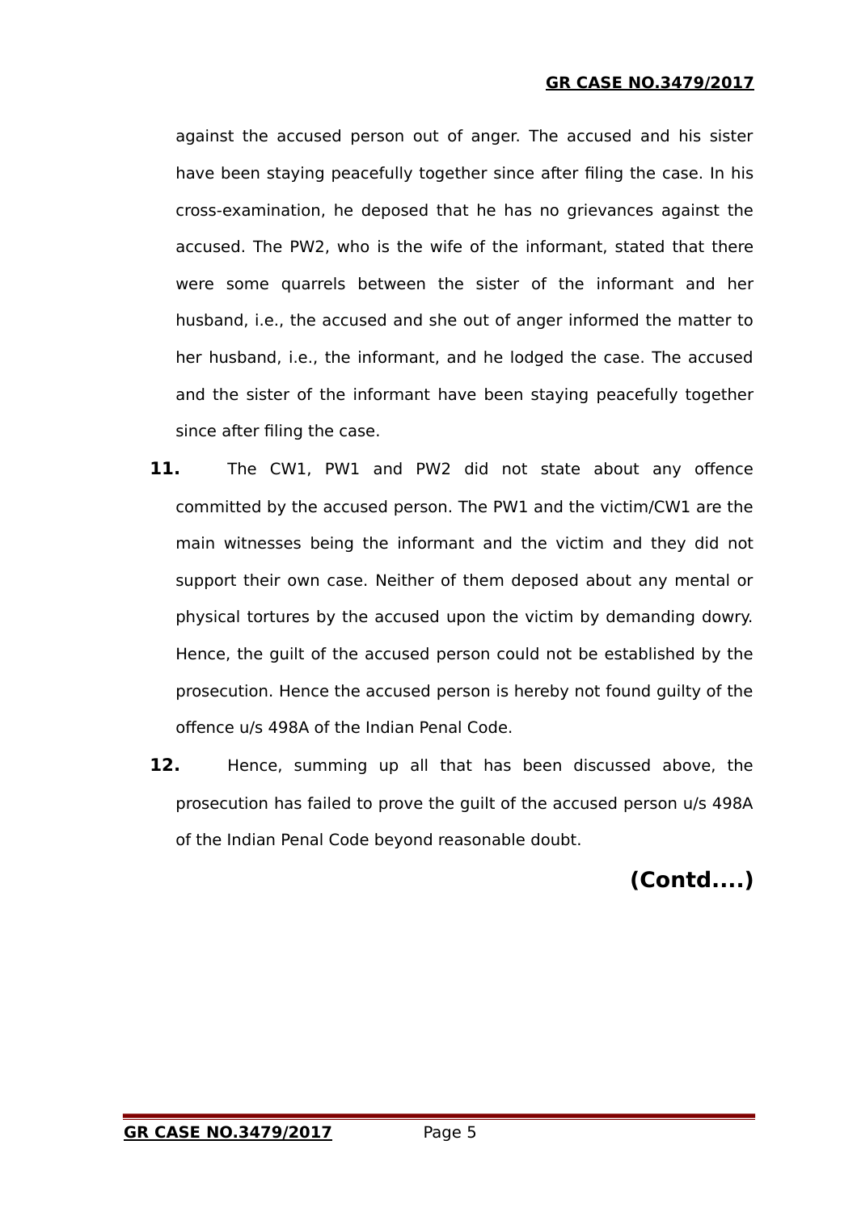against the accused person out of anger. The accused and his sister have been staying peacefully together since after filing the case. In his cross-examination, he deposed that he has no grievances against the accused. The PW2, who is the wife of the informant, stated that there were some quarrels between the sister of the informant and her husband, i.e., the accused and she out of anger informed the matter to her husband, i.e., the informant, and he lodged the case. The accused and the sister of the informant have been staying peacefully together since after filing the case.

**11.** The CW1, PW1 and PW2 did not state about any offence committed by the accused person. The PW1 and the victim/CW1 are the main witnesses being the informant and the victim and they did not support their own case. Neither of them deposed about any mental or physical tortures by the accused upon the victim by demanding dowry. Hence, the guilt of the accused person could not be established by the prosecution. Hence the accused person is hereby not found guilty of the offence u/s 498A of the Indian Penal Code.

**12.** Hence, summing up all that has been discussed above, the prosecution has failed to prove the guilt of the accused person u/s 498A of the Indian Penal Code beyond reasonable doubt.

**(Contd....)**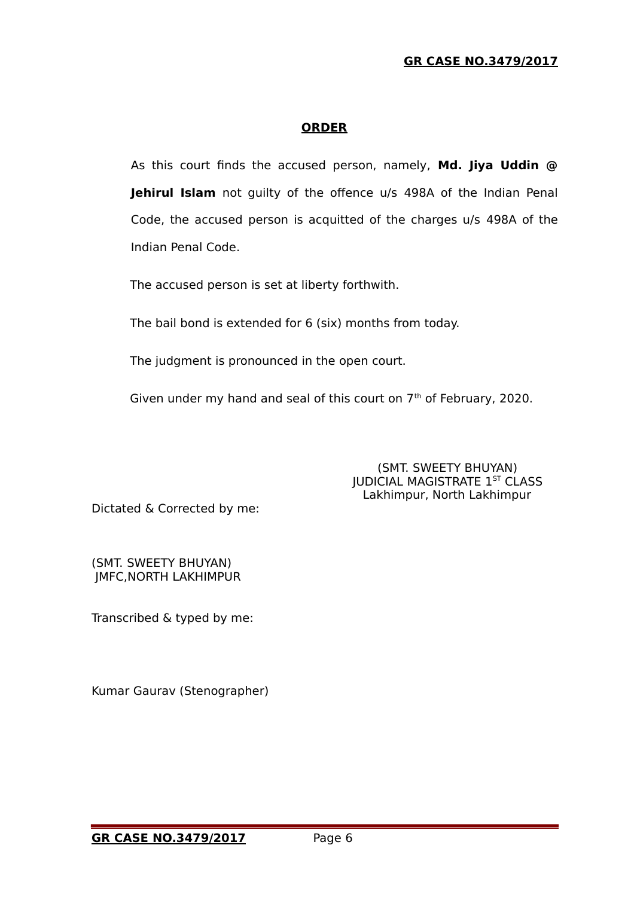## **ORDER**

As this court finds the accused person, namely, **Md. Jiya Uddin @ Jehirul Islam** not guilty of the offence u/s 498A of the Indian Penal Code, the accused person is acquitted of the charges u/s 498A of the Indian Penal Code.

The accused person is set at liberty forthwith.

The bail bond is extended for 6 (six) months from today.

The judgment is pronounced in the open court.

Given under my hand and seal of this court on 7th of February, 2020.

(SMT. SWEETY BHUYAN)
JUDICIAL MAGISTRATE 1ST CLASS
Lakhimpur, North Lakhimpur

Dictated & Corrected by me:

(SMT. SWEETY BHUYAN)
JMFC,NORTH LAKHIMPUR

Transcribed & typed by me:

Kumar Gaurav (Stenographer)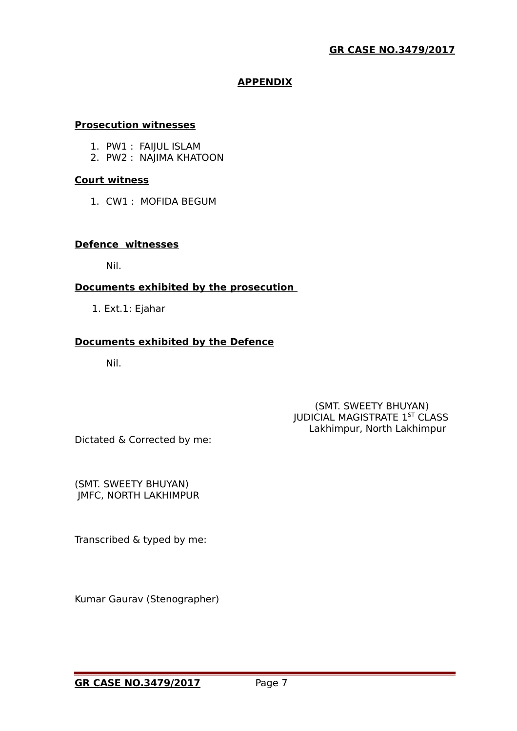**GR CASE NO.3479/2017**

## APPENDIX

**Prosecution witnesses**

1. PW1 : FAIJUL ISLAM
2. PW2 : NAJIMA KHATOON

**Court witness**

1. CW1 : MOFIDA BEGUM

**Defence witnesses**

Nil.

**Documents exhibited by the prosecution**

1. Ext.1: Ejahar

**Documents exhibited by the Defence**

Nil.

(SMT. SWEETY BHUYAN)
JUDICIAL MAGISTRATE 1ST CLASS
Lakhimpur, North Lakhimpur

Dictated & Corrected by me:

(SMT. SWEETY BHUYAN)
JMFC, NORTH LAKHIMPUR

Transcribed & typed by me:

Kumar Gaurav (Stenographer)